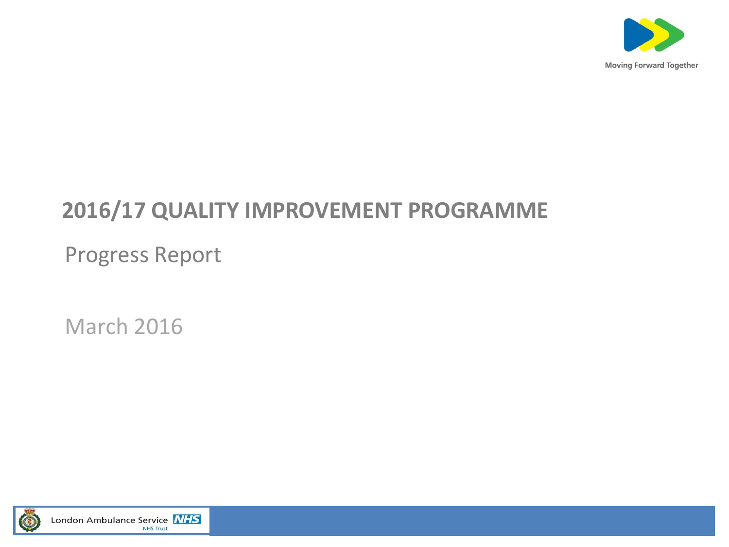Moving Forward Together

# 2016/17 QUALITY IMPROVEMENT PROGRAMME

## Progress Report

March 2016

London Ambulance Service NHS
NHS Trust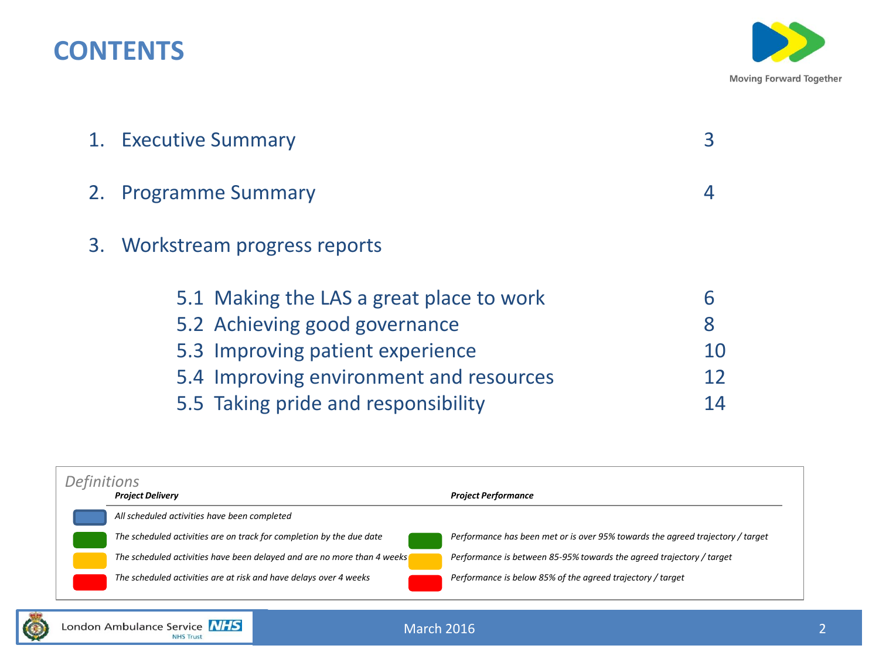# CONTENTS

Moving Forward Together

1. Executive Summary 3
2. Programme Summary 4
3. Workstream progress reports

   5.1 Making the LAS a great place to work 6
   5.2 Achieving good governance 8
   5.3 Improving patient experience 10
   5.4 Improving environment and resources 12
   5.5 Taking pride and responsibility 14

*Definitions*

| | ***Project Delivery*** | | ***Project Performance*** |
|---|---|---|---|
| Blue | *All scheduled activities have been completed* | | |
| Green | *The scheduled activities are on track for completion by the due date* | Green | *Performance has been met or is over 95% towards the agreed trajectory / target* |
| Amber | *The scheduled activities have been delayed and are no more than 4 weeks* | Amber | *Performance is between 85-95% towards the agreed trajectory / target* |
| Red | *The scheduled activities are at risk and have delays over 4 weeks* | Red | *Performance is below 85% of the agreed trajectory / target* |

London Ambulance Service NHS Trust

March 2016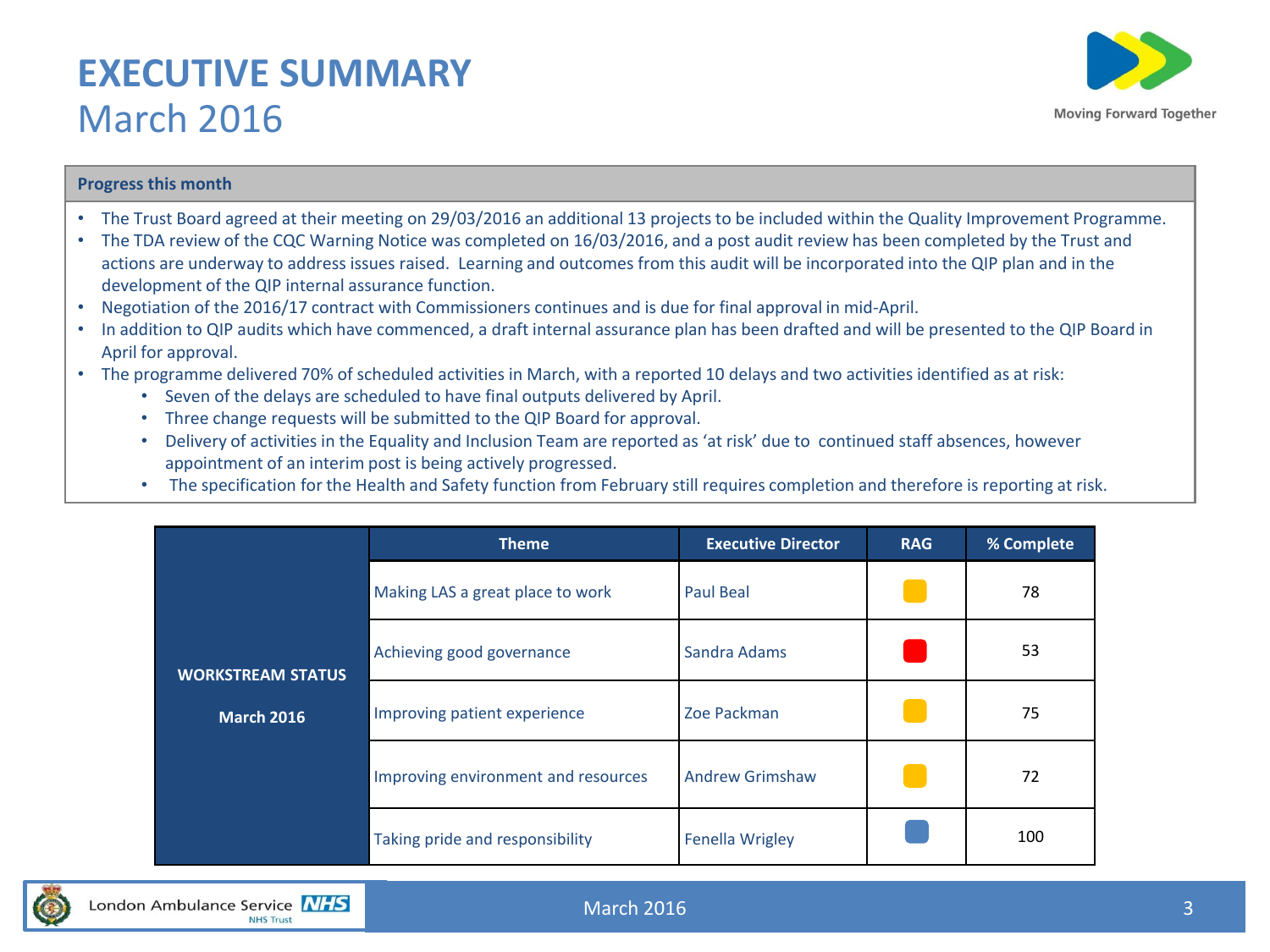# EXECUTIVE SUMMARY

## March 2016

**Progress this month**

- The Trust Board agreed at their meeting on 29/03/2016 an additional 13 projects to be included within the Quality Improvement Programme.
- The TDA review of the CQC Warning Notice was completed on 16/03/2016, and a post audit review has been completed by the Trust and actions are underway to address issues raised. Learning and outcomes from this audit will be incorporated into the QIP plan and in the development of the QIP internal assurance function.
- Negotiation of the 2016/17 contract with Commissioners continues and is due for final approval in mid-April.
- In addition to QIP audits which have commenced, a draft internal assurance plan has been drafted and will be presented to the QIP Board in April for approval.
- The programme delivered 70% of scheduled activities in March, with a reported 10 delays and two activities identified as at risk:
  - Seven of the delays are scheduled to have final outputs delivered by April.
  - Three change requests will be submitted to the QIP Board for approval.
  - Delivery of activities in the Equality and Inclusion Team are reported as 'at risk' due to continued staff absences, however appointment of an interim post is being actively progressed.
  - The specification for the Health and Safety function from February still requires completion and therefore is reporting at risk.

| WORKSTREAM STATUS March 2016 | Theme | Executive Director | RAG | % Complete |
|---|---|---|---|---|
| | Making LAS a great place to work | Paul Beal | Amber | 78 |
| | Achieving good governance | Sandra Adams | Red | 53 |
| | Improving patient experience | Zoe Packman | Amber | 75 |
| | Improving environment and resources | Andrew Grimshaw | Amber | 72 |
| | Taking pride and responsibility | Fenella Wrigley | Blue | 100 |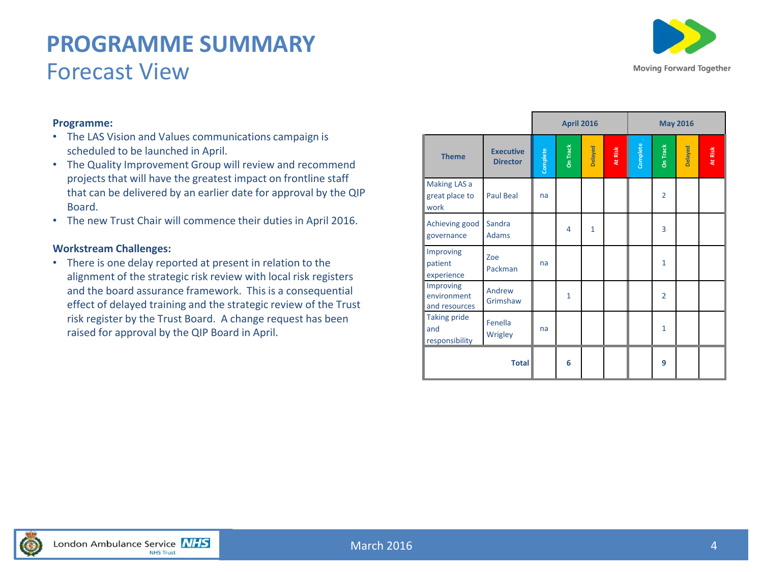# PROGRAMME SUMMARY
## Forecast View

**Programme:**

- The LAS Vision and Values communications campaign is scheduled to be launched in April.
- The Quality Improvement Group will review and recommend projects that will have the greatest impact on frontline staff that can be delivered by an earlier date for approval by the QIP Board.
- The new Trust Chair will commence their duties in April 2016.

**Workstream Challenges:**

- There is one delay reported at present in relation to the alignment of the strategic risk review with local risk registers and the board assurance framework. This is a consequential effect of delayed training and the strategic review of the Trust risk register by the Trust Board. A change request has been raised for approval by the QIP Board in April.

| | | April 2016 | | | | May 2016 | | | |
|---|---|---|---|---|---|---|---|---|---|
| **Theme** | **Executive Director** | Complete | On Track | Delayed | At Risk | Complete | On Track | Delayed | At Risk |
| Making LAS a great place to work | Paul Beal | na | | | | | 2 | | |
| Achieving good governance | Sandra Adams | | 4 | 1 | | | 3 | | |
| Improving patient experience | Zoe Packman | na | | | | | 1 | | |
| Improving environment and resources | Andrew Grimshaw | | 1 | | | | 2 | | |
| Taking pride and responsibility | Fenella Wrigley | na | | | | | 1 | | |
| **Total** | | | **6** | | | | **9** | | |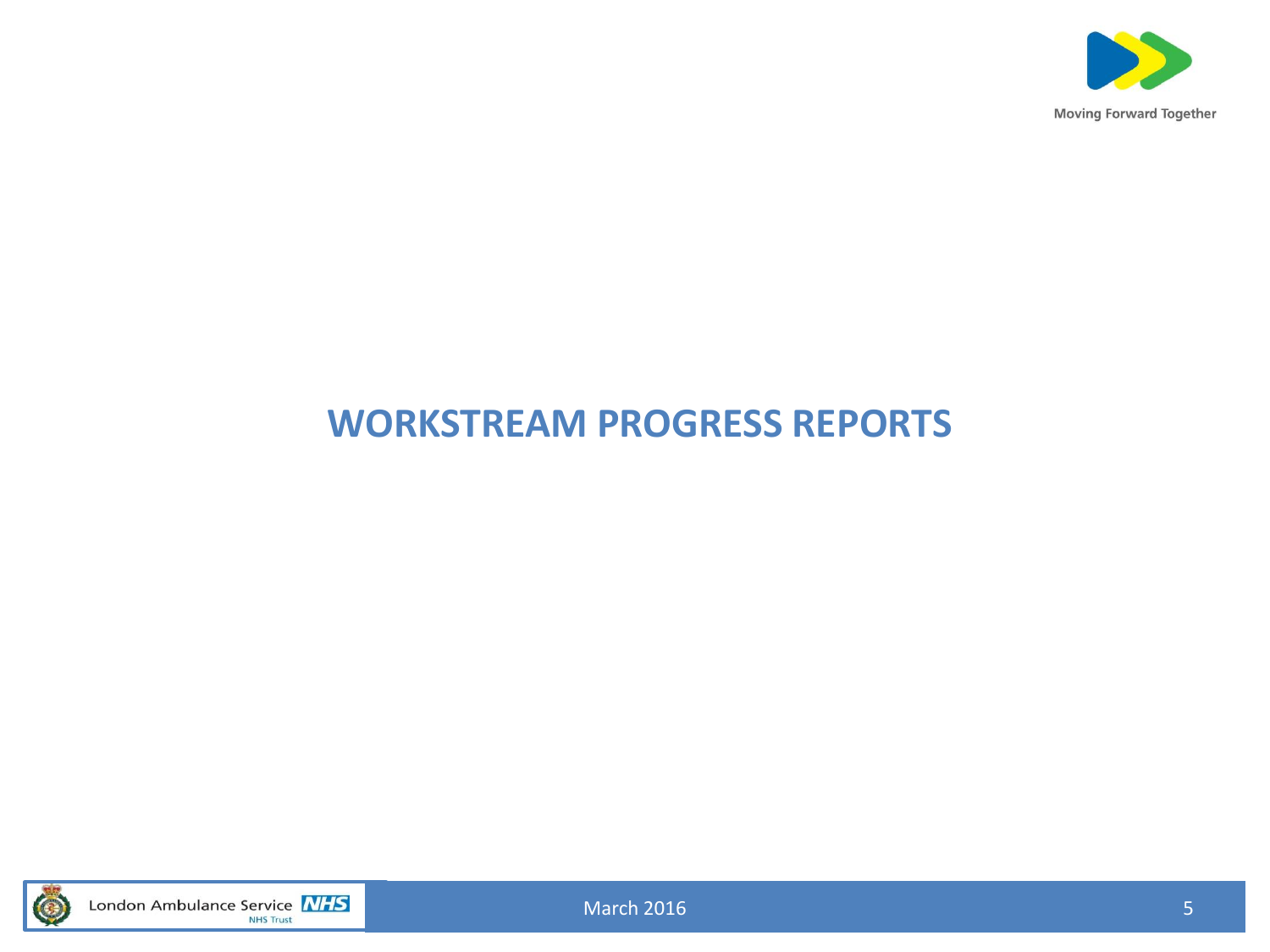# WORKSTREAM PROGRESS REPORTS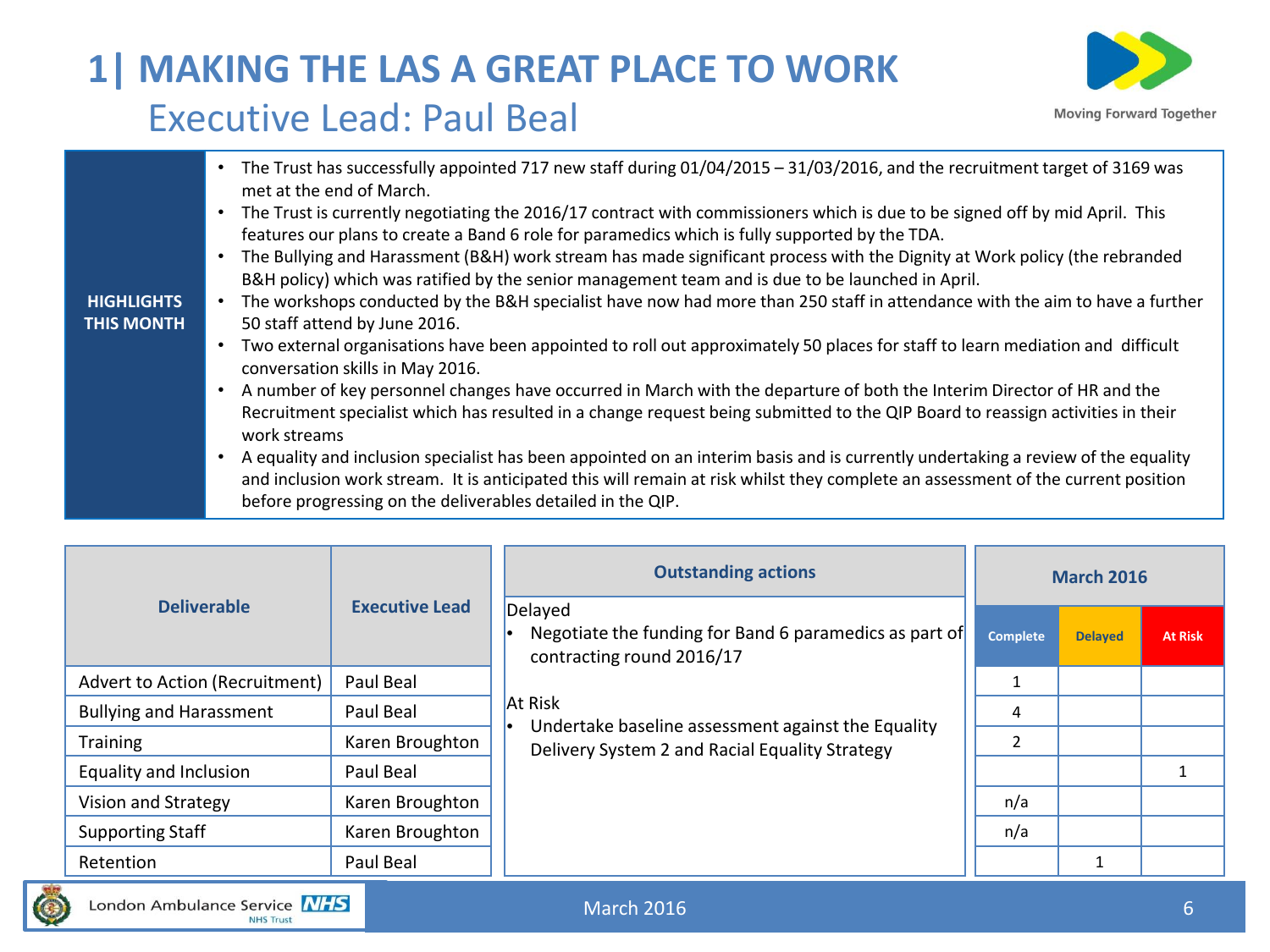# 1| MAKING THE LAS A GREAT PLACE TO WORK

## Executive Lead: Paul Beal

Moving Forward Together

**HIGHLIGHTS THIS MONTH**

- The Trust has successfully appointed 717 new staff during 01/04/2015 – 31/03/2016, and the recruitment target of 3169 was met at the end of March.
- The Trust is currently negotiating the 2016/17 contract with commissioners which is due to be signed off by mid April. This features our plans to create a Band 6 role for paramedics which is fully supported by the TDA.
- The Bullying and Harassment (B&H) work stream has made significant process with the Dignity at Work policy (the rebranded B&H policy) which was ratified by the senior management team and is due to be launched in April.
- The workshops conducted by the B&H specialist have now had more than 250 staff in attendance with the aim to have a further 50 staff attend by June 2016.
- Two external organisations have been appointed to roll out approximately 50 places for staff to learn mediation and difficult conversation skills in May 2016.
- A number of key personnel changes have occurred in March with the departure of both the Interim Director of HR and the Recruitment specialist which has resulted in a change request being submitted to the QIP Board to reassign activities in their work streams
- A equality and inclusion specialist has been appointed on an interim basis and is currently undertaking a review of the equality and inclusion work stream. It is anticipated this will remain at risk whilst they complete an assessment of the current position before progressing on the deliverables detailed in the QIP.

| Deliverable | Executive Lead | March 2016 Complete | Delayed | At Risk |
|---|---|---|---|---|
| Advert to Action (Recruitment) | Paul Beal | 1 | | |
| Bullying and Harassment | Paul Beal | 4 | | |
| Training | Karen Broughton | 2 | | |
| Equality and Inclusion | Paul Beal | | | 1 |
| Vision and Strategy | Karen Broughton | n/a | | |
| Supporting Staff | Karen Broughton | n/a | | |
| Retention | Paul Beal | | 1 | |

**Outstanding actions**

Delayed

- Negotiate the funding for Band 6 paramedics as part of contracting round 2016/17

At Risk

- Undertake baseline assessment against the Equality Delivery System 2 and Racial Equality Strategy

London Ambulance Service NHS Trust

March 2016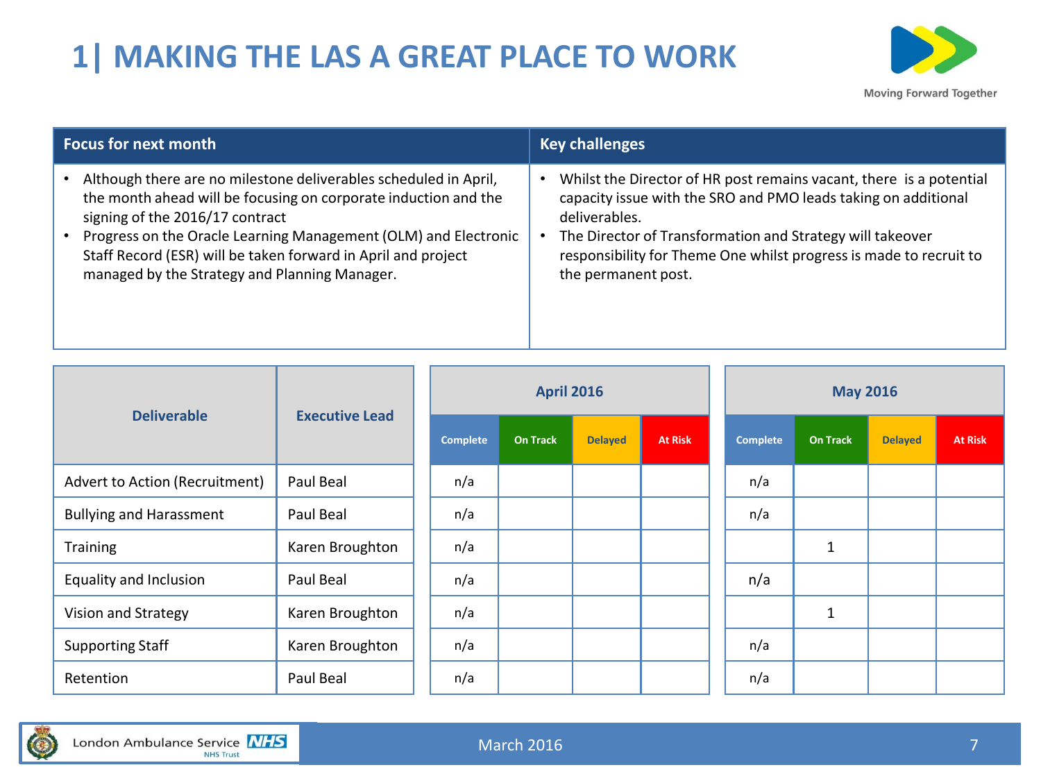# 1| MAKING THE LAS A GREAT PLACE TO WORK

| Focus for next month | Key challenges |
| --- | --- |
| • Although there are no milestone deliverables scheduled in April, the month ahead will be focusing on corporate induction and the signing of the 2016/17 contract<br>• Progress on the Oracle Learning Management (OLM) and Electronic Staff Record (ESR) will be taken forward in April and project managed by the Strategy and Planning Manager. | • Whilst the Director of HR post remains vacant, there is a potential capacity issue with the SRO and PMO leads taking on additional deliverables.<br>• The Director of Transformation and Strategy will takeover responsibility for Theme One whilst progress is made to recruit to the permanent post. |

| Deliverable | Executive Lead | April 2016 | | | | May 2016 | | | |
| --- | --- | --- | --- | --- | --- | --- | --- | --- | --- |
| | | Complete | On Track | Delayed | At Risk | Complete | On Track | Delayed | At Risk |
| Advert to Action (Recruitment) | Paul Beal | n/a | | | | n/a | | | |
| Bullying and Harassment | Paul Beal | n/a | | | | n/a | | | |
| Training | Karen Broughton | n/a | | | | | 1 | | |
| Equality and Inclusion | Paul Beal | n/a | | | | n/a | | | |
| Vision and Strategy | Karen Broughton | n/a | | | | | 1 | | |
| Supporting Staff | Karen Broughton | n/a | | | | n/a | | | |
| Retention | Paul Beal | n/a | | | | n/a | | | |

March 2016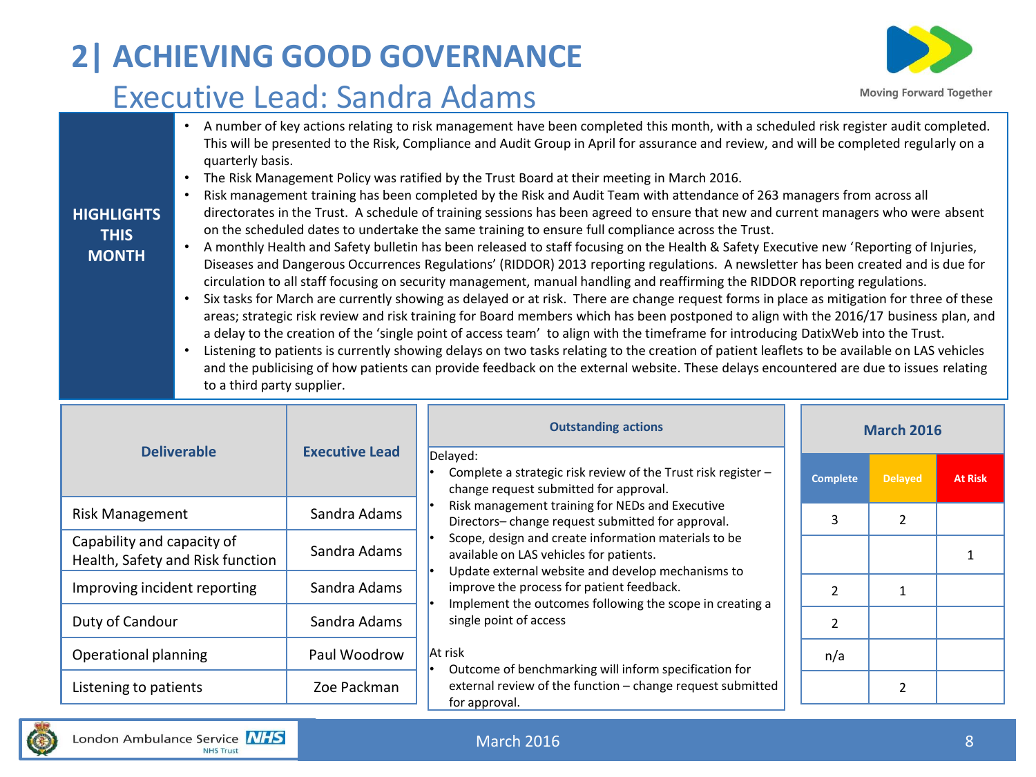# 2| ACHIEVING GOOD GOVERNANCE

## Executive Lead: Sandra Adams

Moving Forward Together

**HIGHLIGHTS THIS MONTH**

- A number of key actions relating to risk management have been completed this month, with a scheduled risk register audit completed. This will be presented to the Risk, Compliance and Audit Group in April for assurance and review, and will be completed regularly on a quarterly basis.
- The Risk Management Policy was ratified by the Trust Board at their meeting in March 2016.
- Risk management training has been completed by the Risk and Audit Team with attendance of 263 managers from across all directorates in the Trust. A schedule of training sessions has been agreed to ensure that new and current managers who were absent on the scheduled dates to undertake the same training to ensure full compliance across the Trust.
- A monthly Health and Safety bulletin has been released to staff focusing on the Health & Safety Executive new 'Reporting of Injuries, Diseases and Dangerous Occurrences Regulations' (RIDDOR) 2013 reporting regulations. A newsletter has been created and is due for circulation to all staff focusing on security management, manual handling and reaffirming the RIDDOR reporting regulations.
- Six tasks for March are currently showing as delayed or at risk. There are change request forms in place as mitigation for three of these areas; strategic risk review and risk training for Board members which has been postponed to align with the 2016/17 business plan, and a delay to the creation of the 'single point of access team' to align with the timeframe for introducing DatixWeb into the Trust.
- Listening to patients is currently showing delays on two tasks relating to the creation of patient leaflets to be available on LAS vehicles and the publicising of how patients can provide feedback on the external website. These delays encountered are due to issues relating to a third party supplier.

| Deliverable | Executive Lead | March 2016 – Complete | March 2016 – Delayed | March 2016 – At Risk |
|---|---|---|---|---|
| Risk Management | Sandra Adams | 3 | 2 | |
| Capability and capacity of Health, Safety and Risk function | Sandra Adams | | | 1 |
| Improving incident reporting | Sandra Adams | 2 | 1 | |
| Duty of Candour | Sandra Adams | 2 | | |
| Operational planning | Paul Woodrow | n/a | | |
| Listening to patients | Zoe Packman | | 2 | |

**Outstanding actions**

Delayed:
- Complete a strategic risk review of the Trust risk register – change request submitted for approval.
- Risk management training for NEDs and Executive Directors– change request submitted for approval.
- Scope, design and create information materials to be available on LAS vehicles for patients.
- Update external website and develop mechanisms to improve the process for patient feedback.
- Implement the outcomes following the scope in creating a single point of access

At risk
- Outcome of benchmarking will inform specification for external review of the function – change request submitted for approval.

London Ambulance Service NHS Trust

March 2016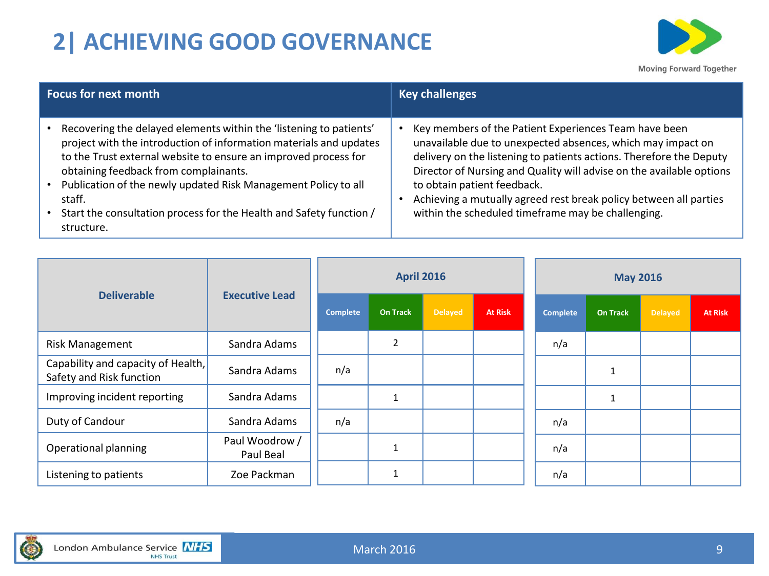# 2| ACHIEVING GOOD GOVERNANCE

| Focus for next month | Key challenges |
|---|---|
| • Recovering the delayed elements within the 'listening to patients' project with the introduction of information materials and updates to the Trust external website to ensure an improved process for obtaining feedback from complainants.<br>• Publication of the newly updated Risk Management Policy to all staff.<br>• Start the consultation process for the Health and Safety function / structure. | • Key members of the Patient Experiences Team have been unavailable due to unexpected absences, which may impact on delivery on the listening to patients actions. Therefore the Deputy Director of Nursing and Quality will advise on the available options to obtain patient feedback.<br>• Achieving a mutually agreed rest break policy between all parties within the scheduled timeframe may be challenging. |

| Deliverable | Executive Lead | April 2016 | | | | May 2016 | | | |
|---|---|---|---|---|---|---|---|---|---|
| | | Complete | On Track | Delayed | At Risk | Complete | On Track | Delayed | At Risk |
| Risk Management | Sandra Adams | | 2 | | | n/a | | | |
| Capability and capacity of Health, Safety and Risk function | Sandra Adams | n/a | | | | | 1 | | |
| Improving incident reporting | Sandra Adams | | 1 | | | | 1 | | |
| Duty of Candour | Sandra Adams | n/a | | | | n/a | | | |
| Operational planning | Paul Woodrow / Paul Beal | | 1 | | | n/a | | | |
| Listening to patients | Zoe Packman | | 1 | | | n/a | | | |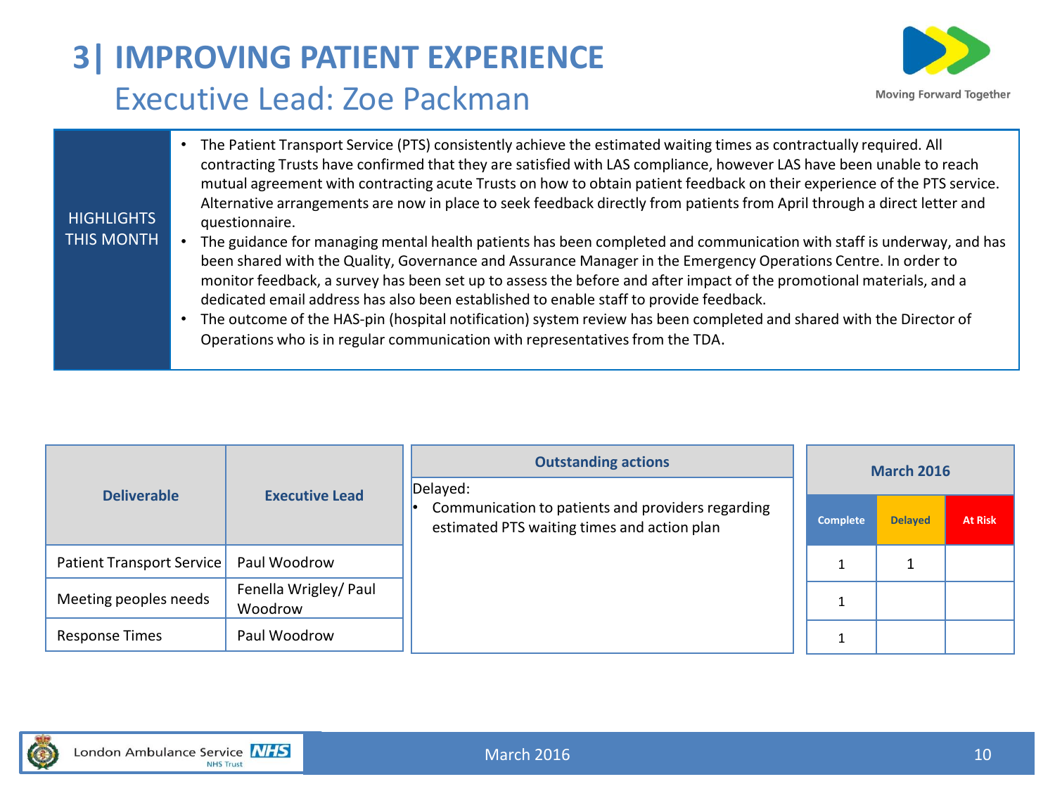# 3| IMPROVING PATIENT EXPERIENCE

## Executive Lead: Zoe Packman

Moving Forward Together

**HIGHLIGHTS THIS MONTH**

- The Patient Transport Service (PTS) consistently achieve the estimated waiting times as contractually required. All contracting Trusts have confirmed that they are satisfied with LAS compliance, however LAS have been unable to reach mutual agreement with contracting acute Trusts on how to obtain patient feedback on their experience of the PTS service. Alternative arrangements are now in place to seek feedback directly from patients from April through a direct letter and questionnaire.
- The guidance for managing mental health patients has been completed and communication with staff is underway, and has been shared with the Quality, Governance and Assurance Manager in the Emergency Operations Centre. In order to monitor feedback, a survey has been set up to assess the before and after impact of the promotional materials, and a dedicated email address has also been established to enable staff to provide feedback.
- The outcome of the HAS-pin (hospital notification) system review has been completed and shared with the Director of Operations who is in regular communication with representatives from the TDA.

| Deliverable | Executive Lead |
|---|---|
| Patient Transport Service | Paul Woodrow |
| Meeting peoples needs | Fenella Wrigley/ Paul Woodrow |
| Response Times | Paul Woodrow |

**Outstanding actions**

Delayed:

- Communication to patients and providers regarding estimated PTS waiting times and action plan

| March 2016 | | |
|---|---|---|
| Complete | Delayed | At Risk |
| 1 | 1 | |
| 1 | | |
| 1 | | |

London Ambulance Service NHS Trust

March 2016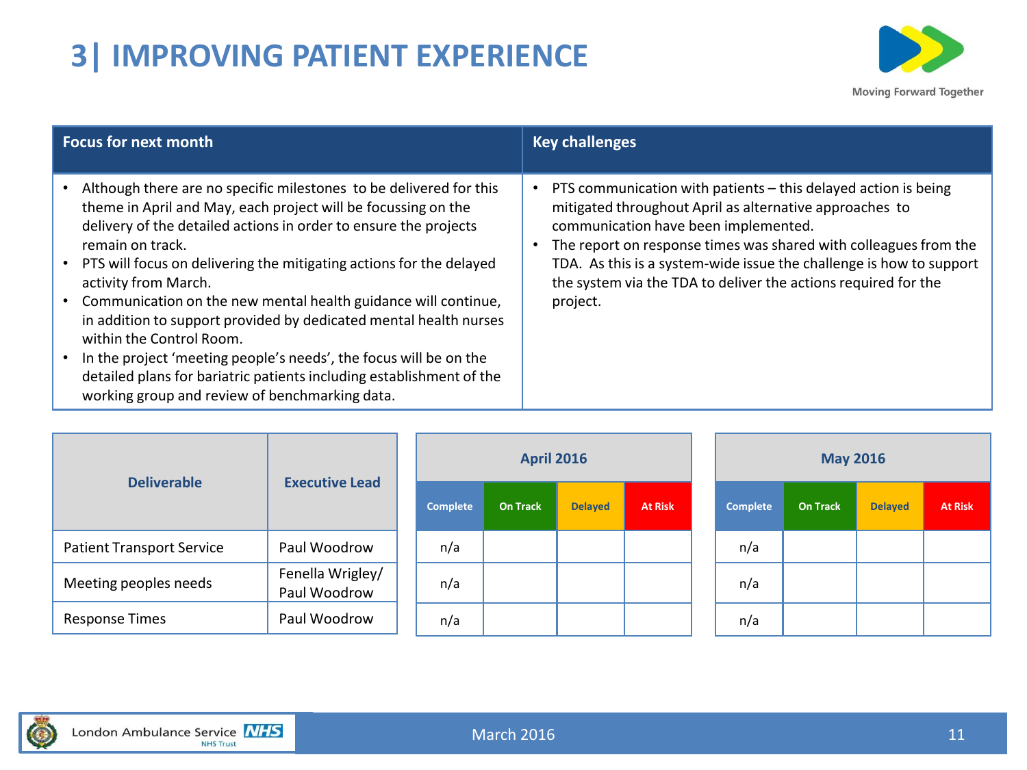# 3| IMPROVING PATIENT EXPERIENCE

| Focus for next month | Key challenges |
|---|---|
| • Although there are no specific milestones to be delivered for this theme in April and May, each project will be focussing on the delivery of the detailed actions in order to ensure the projects remain on track.<br>• PTS will focus on delivering the mitigating actions for the delayed activity from March.<br>• Communication on the new mental health guidance will continue, in addition to support provided by dedicated mental health nurses within the Control Room.<br>• In the project 'meeting people's needs', the focus will be on the detailed plans for bariatric patients including establishment of the working group and review of benchmarking data. | • PTS communication with patients – this delayed action is being mitigated throughout April as alternative approaches to communication have been implemented.<br>• The report on response times was shared with colleagues from the TDA. As this is a system-wide issue the challenge is how to support the system via the TDA to deliver the actions required for the project. |

| Deliverable | Executive Lead | April 2016 | | | | May 2016 | | | |
|---|---|---|---|---|---|---|---|---|---|
| | | Complete | On Track | Delayed | At Risk | Complete | On Track | Delayed | At Risk |
| Patient Transport Service | Paul Woodrow | n/a | | | | n/a | | | |
| Meeting peoples needs | Fenella Wrigley/ Paul Woodrow | n/a | | | | n/a | | | |
| Response Times | Paul Woodrow | n/a | | | | n/a | | | |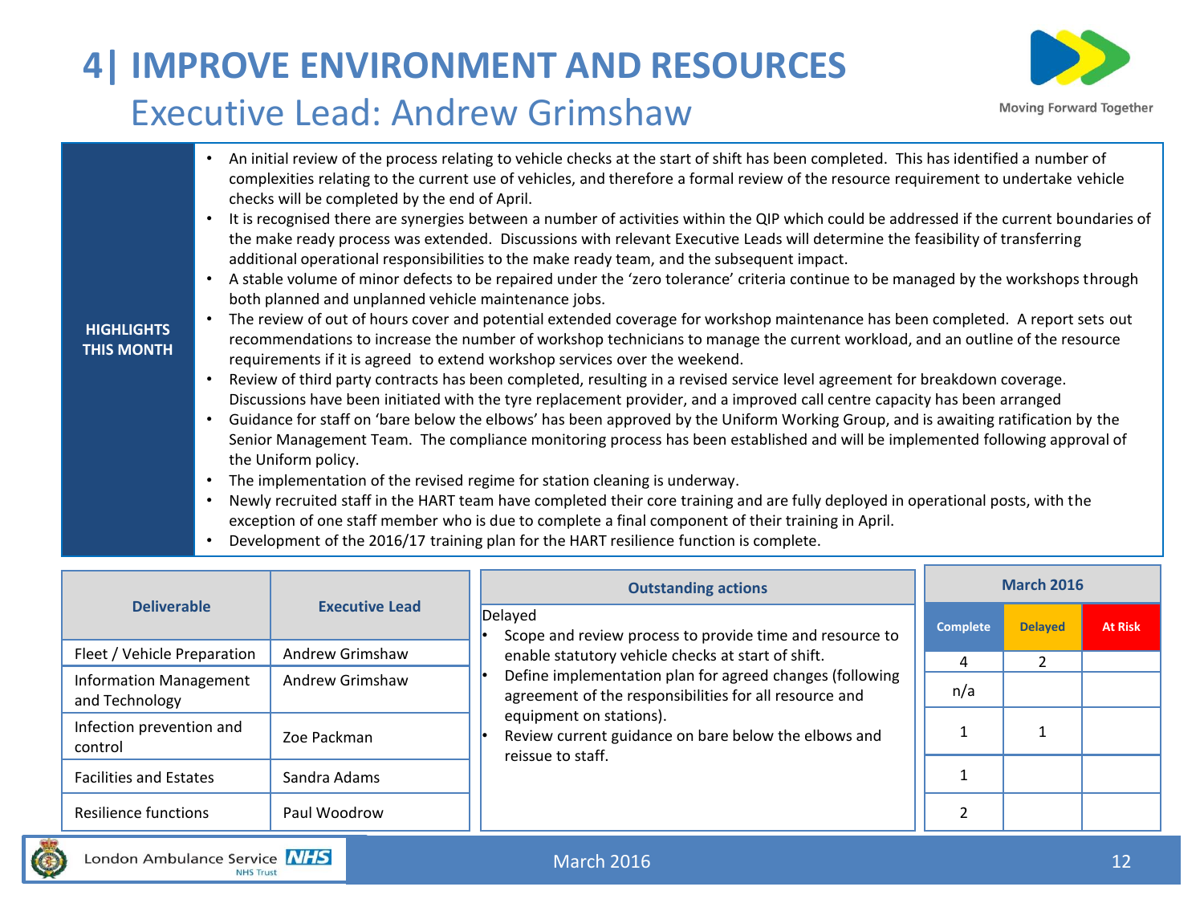# 4| IMPROVE ENVIRONMENT AND RESOURCES

## Executive Lead: Andrew Grimshaw

**HIGHLIGHTS THIS MONTH**

- An initial review of the process relating to vehicle checks at the start of shift has been completed. This has identified a number of complexities relating to the current use of vehicles, and therefore a formal review of the resource requirement to undertake vehicle checks will be completed by the end of April.
- It is recognised there are synergies between a number of activities within the QIP which could be addressed if the current boundaries of the make ready process was extended. Discussions with relevant Executive Leads will determine the feasibility of transferring additional operational responsibilities to the make ready team, and the subsequent impact.
- A stable volume of minor defects to be repaired under the 'zero tolerance' criteria continue to be managed by the workshops through both planned and unplanned vehicle maintenance jobs.
- The review of out of hours cover and potential extended coverage for workshop maintenance has been completed. A report sets out recommendations to increase the number of workshop technicians to manage the current workload, and an outline of the resource requirements if it is agreed to extend workshop services over the weekend.
- Review of third party contracts has been completed, resulting in a revised service level agreement for breakdown coverage. Discussions have been initiated with the tyre replacement provider, and a improved call centre capacity has been arranged
- Guidance for staff on 'bare below the elbows' has been approved by the Uniform Working Group, and is awaiting ratification by the Senior Management Team. The compliance monitoring process has been established and will be implemented following approval of the Uniform policy.
- The implementation of the revised regime for station cleaning is underway.
- Newly recruited staff in the HART team have completed their core training and are fully deployed in operational posts, with the exception of one staff member who is due to complete a final component of their training in April.
- Development of the 2016/17 training plan for the HART resilience function is complete.

| Deliverable | Executive Lead | March 2016 Complete | Delayed | At Risk |
|---|---|---|---|---|
| Fleet / Vehicle Preparation | Andrew Grimshaw | 4 | 2 | |
| Information Management and Technology | Andrew Grimshaw | n/a | | |
| Infection prevention and control | Zoe Packman | 1 | 1 | |
| Facilities and Estates | Sandra Adams | 1 | | |
| Resilience functions | Paul Woodrow | 2 | | |

**Outstanding actions**

Delayed

- Scope and review process to provide time and resource to enable statutory vehicle checks at start of shift.
- Define implementation plan for agreed changes (following agreement of the responsibilities for all resource and equipment on stations).
- Review current guidance on bare below the elbows and reissue to staff.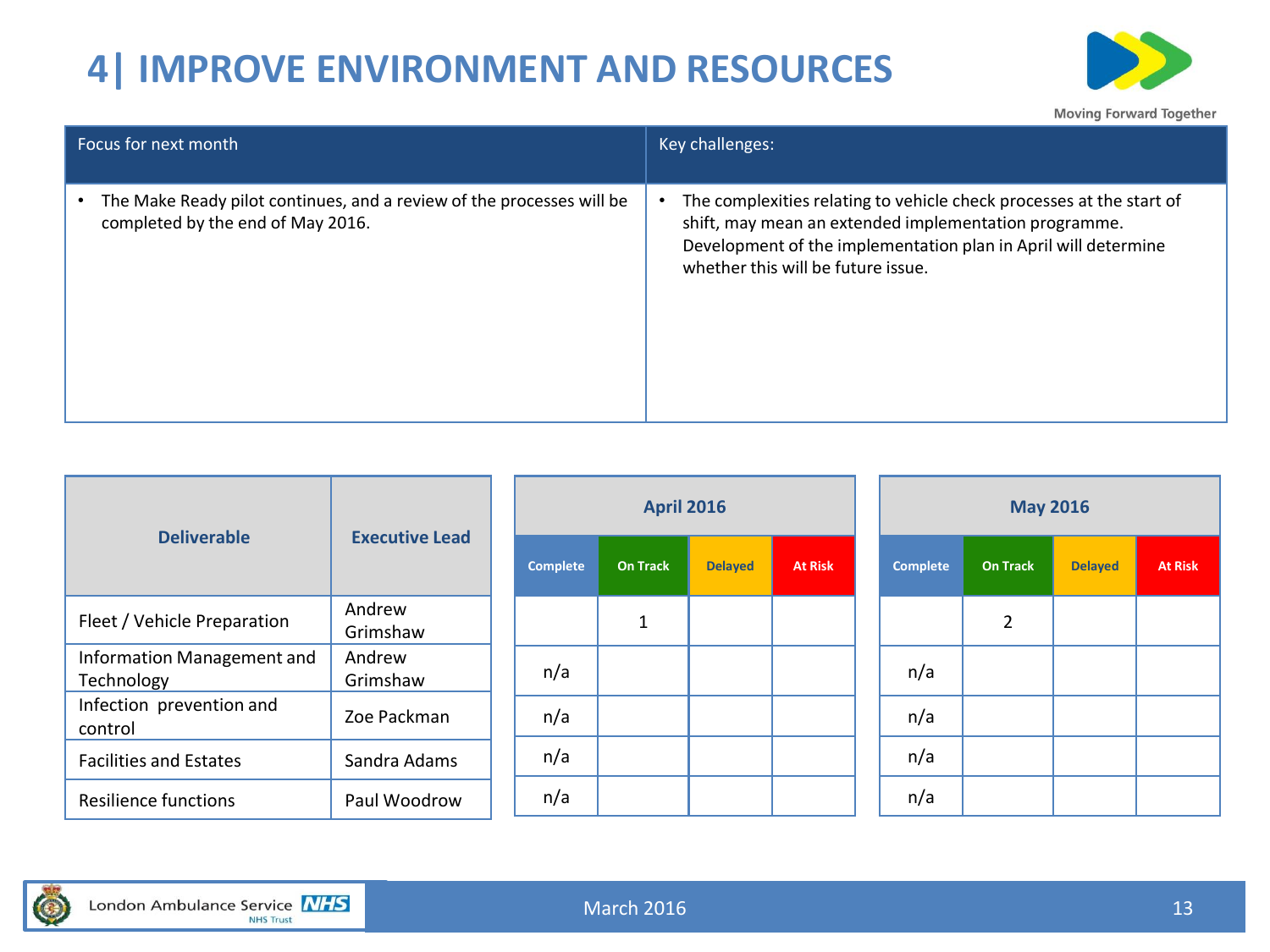# 4| IMPROVE ENVIRONMENT AND RESOURCES

| Focus for next month | Key challenges: |
|---|---|
| • The Make Ready pilot continues, and a review of the processes will be completed by the end of May 2016. | • The complexities relating to vehicle check processes at the start of shift, may mean an extended implementation programme. Development of the implementation plan in April will determine whether this will be future issue. |

| Deliverable | Executive Lead | April 2016 | | | | May 2016 | | | |
|---|---|---|---|---|---|---|---|---|---|
| | | Complete | On Track | Delayed | At Risk | Complete | On Track | Delayed | At Risk |
| Fleet / Vehicle Preparation | Andrew Grimshaw | | 1 | | | | 2 | | |
| Information Management and Technology | Andrew Grimshaw | n/a | | | | n/a | | | |
| Infection prevention and control | Zoe Packman | n/a | | | | n/a | | | |
| Facilities and Estates | Sandra Adams | n/a | | | | n/a | | | |
| Resilience functions | Paul Woodrow | n/a | | | | n/a | | | |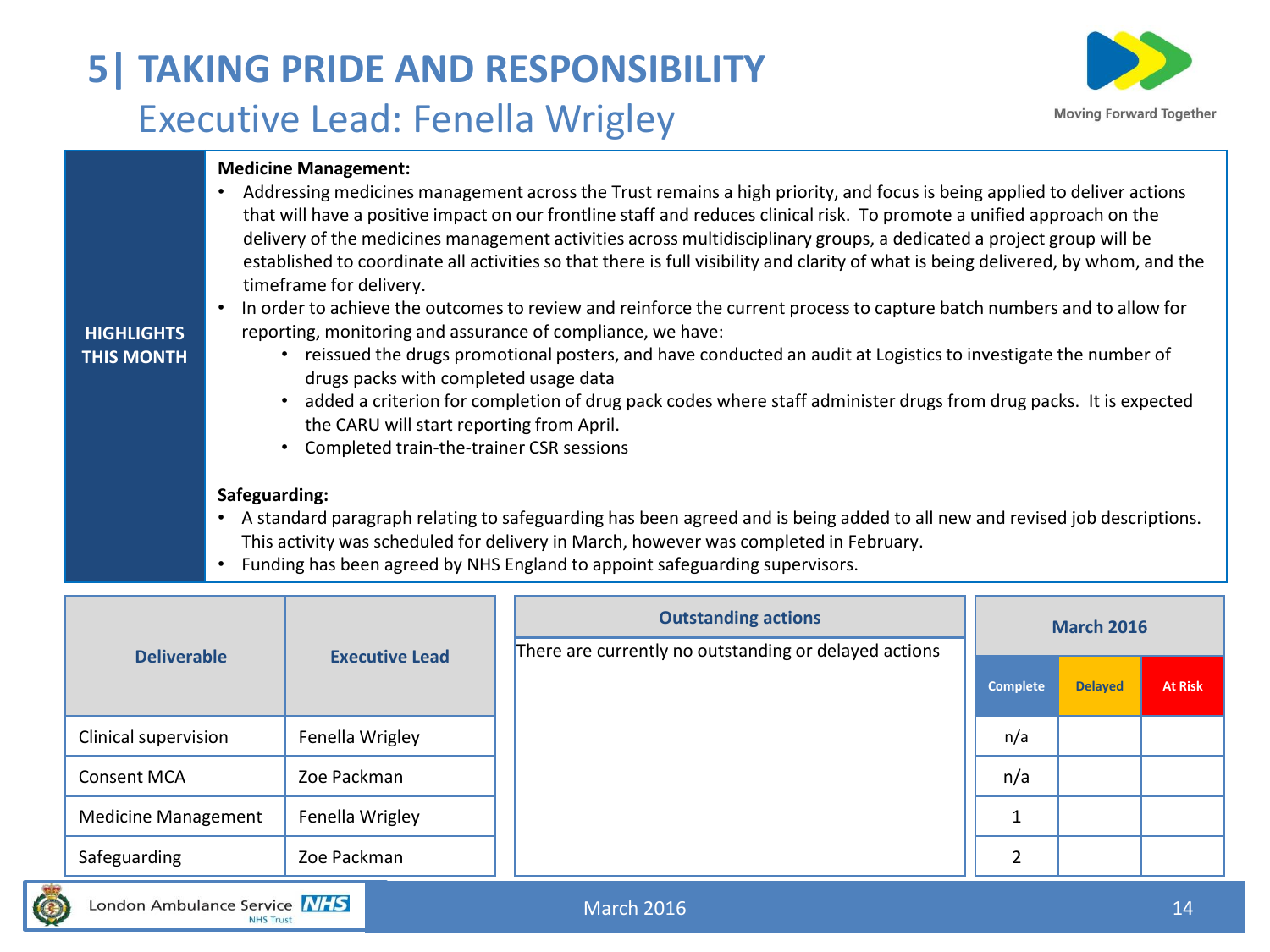# 5| TAKING PRIDE AND RESPONSIBILITY

## Executive Lead: Fenella Wrigley

**HIGHLIGHTS THIS MONTH**

**Medicine Management:**

- Addressing medicines management across the Trust remains a high priority, and focus is being applied to deliver actions that will have a positive impact on our frontline staff and reduces clinical risk. To promote a unified approach on the delivery of the medicines management activities across multidisciplinary groups, a dedicated a project group will be established to coordinate all activities so that there is full visibility and clarity of what is being delivered, by whom, and the timeframe for delivery.
- In order to achieve the outcomes to review and reinforce the current process to capture batch numbers and to allow for reporting, monitoring and assurance of compliance, we have:
  - reissued the drugs promotional posters, and have conducted an audit at Logistics to investigate the number of drugs packs with completed usage data
  - added a criterion for completion of drug pack codes where staff administer drugs from drug packs. It is expected the CARU will start reporting from April.
  - Completed train-the-trainer CSR sessions

**Safeguarding:**

- A standard paragraph relating to safeguarding has been agreed and is being added to all new and revised job descriptions. This activity was scheduled for delivery in March, however was completed in February.
- Funding has been agreed by NHS England to appoint safeguarding supervisors.

| Deliverable | Executive Lead |
|---|---|
| Clinical supervision | Fenella Wrigley |
| Consent MCA | Zoe Packman |
| Medicine Management | Fenella Wrigley |
| Safeguarding | Zoe Packman |

| Outstanding actions |
|---|
| There are currently no outstanding or delayed actions |

| March 2016 | | |
|---|---|---|
| Complete | Delayed | At Risk |
| n/a | | |
| n/a | | |
| 1 | | |
| 2 | | |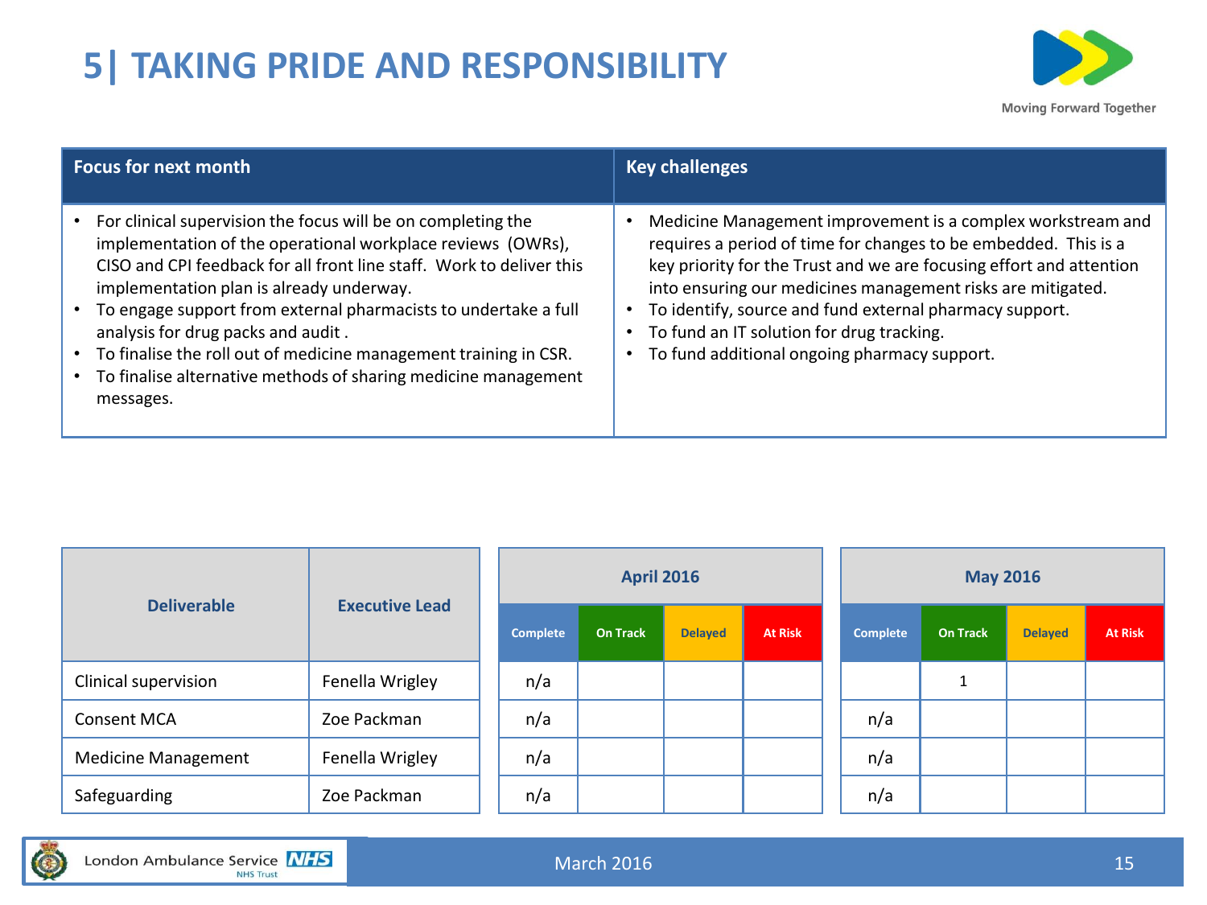# 5| TAKING PRIDE AND RESPONSIBILITY

| Focus for next month | Key challenges |
|---|---|
| • For clinical supervision the focus will be on completing the implementation of the operational workplace reviews (OWRs), CISO and CPI feedback for all front line staff. Work to deliver this implementation plan is already underway.<br>• To engage support from external pharmacists to undertake a full analysis for drug packs and audit .<br>• To finalise the roll out of medicine management training in CSR.<br>• To finalise alternative methods of sharing medicine management messages. | • Medicine Management improvement is a complex workstream and requires a period of time for changes to be embedded. This is a key priority for the Trust and we are focusing effort and attention into ensuring our medicines management risks are mitigated.<br>• To identify, source and fund external pharmacy support.<br>• To fund an IT solution for drug tracking.<br>• To fund additional ongoing pharmacy support. |

| Deliverable | Executive Lead | April 2016 | | | | May 2016 | | | |
|---|---|---|---|---|---|---|---|---|---|
| | | Complete | On Track | Delayed | At Risk | Complete | On Track | Delayed | At Risk |
| Clinical supervision | Fenella Wrigley | n/a | | | | | 1 | | |
| Consent MCA | Zoe Packman | n/a | | | | n/a | | | |
| Medicine Management | Fenella Wrigley | n/a | | | | n/a | | | |
| Safeguarding | Zoe Packman | n/a | | | | n/a | | | |

March 2016